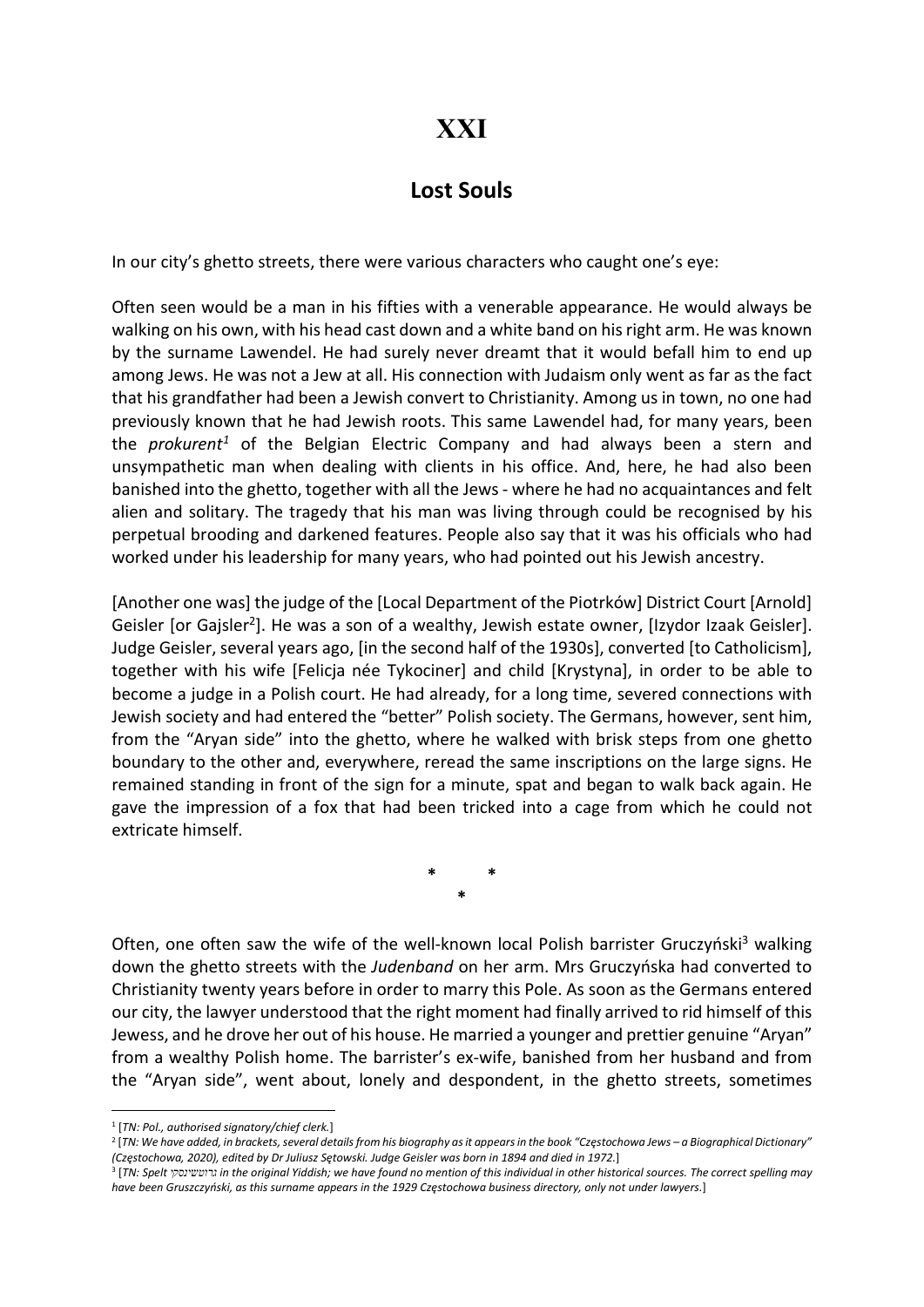# XXI

## Lost Souls

In our city's ghetto streets, there were various characters who caught one's eye:

Often seen would be a man in his fifties with a venerable appearance. He would always be walking on his own, with his head cast down and a white band on his right arm. He was known by the surname Lawendel. He had surely never dreamt that it would befall him to end up among Jews. He was not a Jew at all. His connection with Judaism only went as far as the fact that his grandfather had been a Jewish convert to Christianity. Among us in town, no one had previously known that he had Jewish roots. This same Lawendel had, for many years, been the *prokurent*[1] of the Belgian Electric Company and had always been a stern and unsympathetic man when dealing with clients in his office. And, here, he had also been banished into the ghetto, together with all the Jews - where he had no acquaintances and felt alien and solitary. The tragedy that his man was living through could be recognised by his perpetual brooding and darkened features. People also say that it was his officials who had worked under his leadership for many years, who had pointed out his Jewish ancestry.

[Another one was] the judge of the [Local Department of the Piotrków] District Court [Arnold] Geisler [or Gajsler[2]]. He was a son of a wealthy, Jewish estate owner, [Izydor Izaak Geisler]. Judge Geisler, several years ago, [in the second half of the 1930s], converted [to Catholicism], together with his wife [Felicja née Tykociner] and child [Krystyna], in order to be able to become a judge in a Polish court. He had already, for a long time, severed connections with Jewish society and had entered the "better" Polish society. The Germans, however, sent him, from the "Aryan side" into the ghetto, where he walked with brisk steps from one ghetto boundary to the other and, everywhere, reread the same inscriptions on the large signs. He remained standing in front of the sign for a minute, spat and began to walk back again. He gave the impression of a fox that had been tricked into a cage from which he could not extricate himself.

\* \* \*

Often, one often saw the wife of the well-known local Polish barrister Gruczyński[3] walking down the ghetto streets with the *Judenband* on her arm. Mrs Gruczyńska had converted to Christianity twenty years before in order to marry this Pole. As soon as the Germans entered our city, the lawyer understood that the right moment had finally arrived to rid himself of this Jewess, and he drove her out of his house. He married a younger and prettier genuine "Aryan" from a wealthy Polish home. The barrister's ex-wife, banished from her husband and from the "Aryan side", went about, lonely and despondent, in the ghetto streets, sometimes

---

[1] [*TN: Pol., authorised signatory/chief clerk.*]

[2] [*TN: We have added, in brackets, several details from his biography as it appears in the book "Częstochowa Jews – a Biographical Dictionary" (Częstochowa, 2020), edited by Dr Juliusz Sętowski. Judge Geisler was born in 1894 and died in 1972.*]

[3] [*TN: Spelt* גרושינסקי *in the original Yiddish; we have found no mention of this individual in other historical sources. The correct spelling may have been Gruszczyński, as this surname appears in the 1929 Częstochowa business directory, only not under lawyers.*]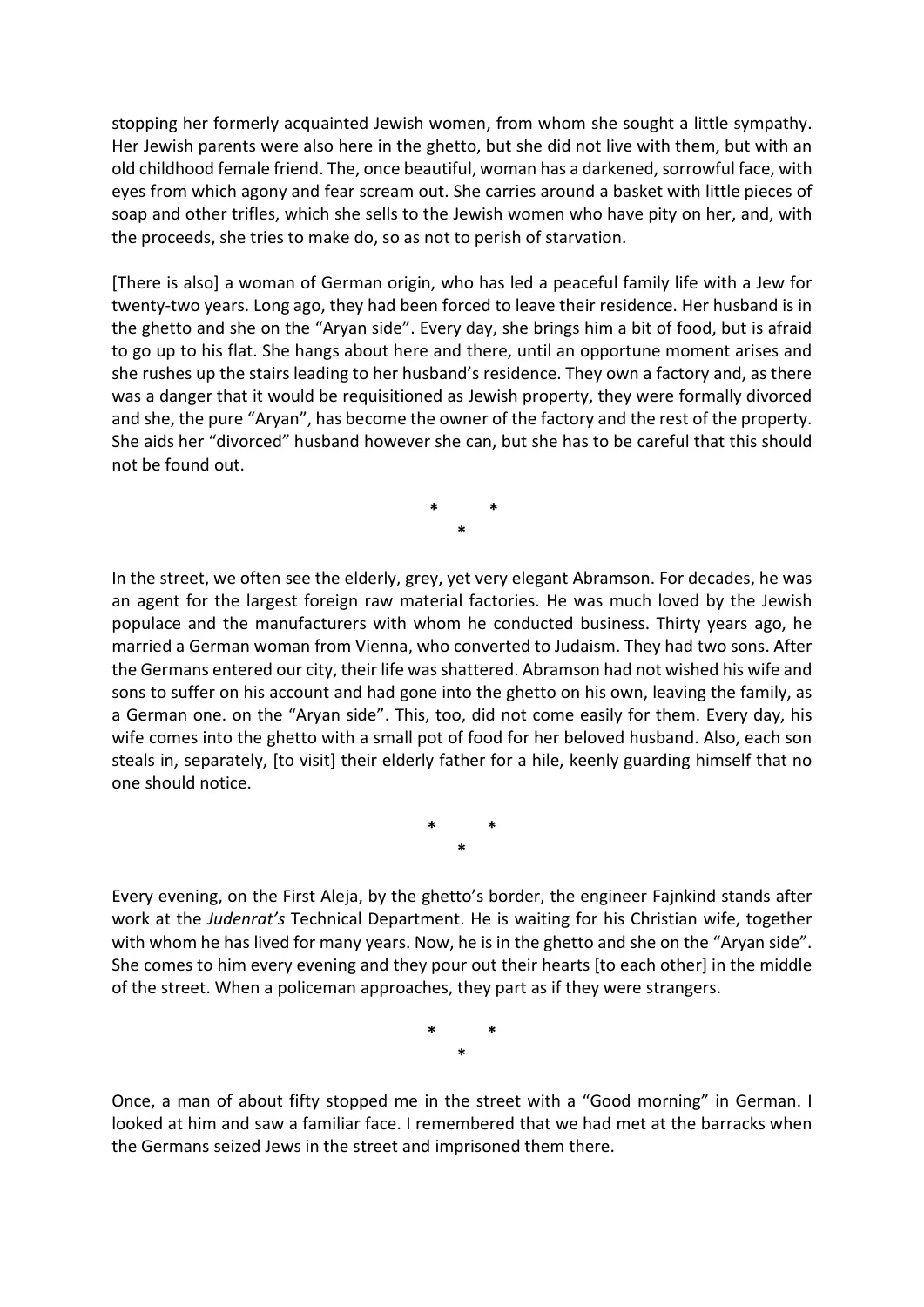stopping her formerly acquainted Jewish women, from whom she sought a little sympathy. Her Jewish parents were also here in the ghetto, but she did not live with them, but with an old childhood female friend. The, once beautiful, woman has a darkened, sorrowful face, with eyes from which agony and fear scream out. She carries around a basket with little pieces of soap and other trifles, which she sells to the Jewish women who have pity on her, and, with the proceeds, she tries to make do, so as not to perish of starvation.

[There is also] a woman of German origin, who has led a peaceful family life with a Jew for twenty-two years. Long ago, they had been forced to leave their residence. Her husband is in the ghetto and she on the "Aryan side". Every day, she brings him a bit of food, but is afraid to go up to his flat. She hangs about here and there, until an opportune moment arises and she rushes up the stairs leading to her husband's residence. They own a factory and, as there was a danger that it would be requisitioned as Jewish property, they were formally divorced and she, the pure "Aryan", has become the owner of the factory and the rest of the property. She aids her "divorced" husband however she can, but she has to be careful that this should not be found out.

\* \*
\*

In the street, we often see the elderly, grey, yet very elegant Abramson. For decades, he was an agent for the largest foreign raw material factories. He was much loved by the Jewish populace and the manufacturers with whom he conducted business. Thirty years ago, he married a German woman from Vienna, who converted to Judaism. They had two sons. After the Germans entered our city, their life was shattered. Abramson had not wished his wife and sons to suffer on his account and had gone into the ghetto on his own, leaving the family, as a German one. on the "Aryan side". This, too, did not come easily for them. Every day, his wife comes into the ghetto with a small pot of food for her beloved husband. Also, each son steals in, separately, [to visit] their elderly father for a hile, keenly guarding himself that no one should notice.

\* \*
\*

Every evening, on the First Aleja, by the ghetto's border, the engineer Fajnkind stands after work at the *Judenrat's* Technical Department. He is waiting for his Christian wife, together with whom he has lived for many years. Now, he is in the ghetto and she on the "Aryan side". She comes to him every evening and they pour out their hearts [to each other] in the middle of the street. When a policeman approaches, they part as if they were strangers.

\* \*
\*

Once, a man of about fifty stopped me in the street with a "Good morning" in German. I looked at him and saw a familiar face. I remembered that we had met at the barracks when the Germans seized Jews in the street and imprisoned them there.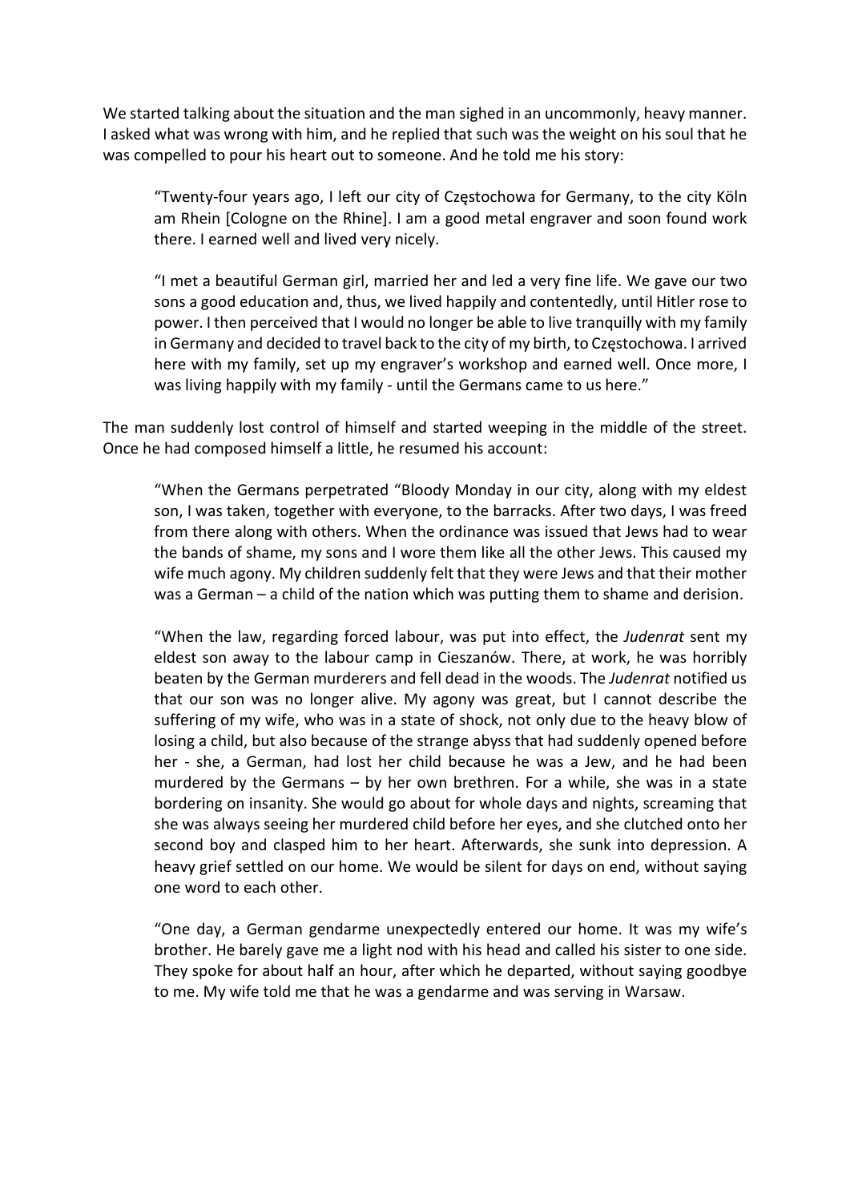We started talking about the situation and the man sighed in an uncommonly, heavy manner. I asked what was wrong with him, and he replied that such was the weight on his soul that he was compelled to pour his heart out to someone. And he told me his story:

> "Twenty-four years ago, I left our city of Częstochowa for Germany, to the city Köln am Rhein [Cologne on the Rhine]. I am a good metal engraver and soon found work there. I earned well and lived very nicely.
>
> "I met a beautiful German girl, married her and led a very fine life. We gave our two sons a good education and, thus, we lived happily and contentedly, until Hitler rose to power. I then perceived that I would no longer be able to live tranquilly with my family in Germany and decided to travel back to the city of my birth, to Częstochowa. I arrived here with my family, set up my engraver's workshop and earned well. Once more, I was living happily with my family - until the Germans came to us here."

The man suddenly lost control of himself and started weeping in the middle of the street. Once he had composed himself a little, he resumed his account:

> "When the Germans perpetrated "Bloody Monday in our city, along with my eldest son, I was taken, together with everyone, to the barracks. After two days, I was freed from there along with others. When the ordinance was issued that Jews had to wear the bands of shame, my sons and I wore them like all the other Jews. This caused my wife much agony. My children suddenly felt that they were Jews and that their mother was a German – a child of the nation which was putting them to shame and derision.
>
> "When the law, regarding forced labour, was put into effect, the *Judenrat* sent my eldest son away to the labour camp in Cieszanów. There, at work, he was horribly beaten by the German murderers and fell dead in the woods. The *Judenrat* notified us that our son was no longer alive. My agony was great, but I cannot describe the suffering of my wife, who was in a state of shock, not only due to the heavy blow of losing a child, but also because of the strange abyss that had suddenly opened before her - she, a German, had lost her child because he was a Jew, and he had been murdered by the Germans – by her own brethren. For a while, she was in a state bordering on insanity. She would go about for whole days and nights, screaming that she was always seeing her murdered child before her eyes, and she clutched onto her second boy and clasped him to her heart. Afterwards, she sunk into depression. A heavy grief settled on our home. We would be silent for days on end, without saying one word to each other.
>
> "One day, a German gendarme unexpectedly entered our home. It was my wife's brother. He barely gave me a light nod with his head and called his sister to one side. They spoke for about half an hour, after which he departed, without saying goodbye to me. My wife told me that he was a gendarme and was serving in Warsaw.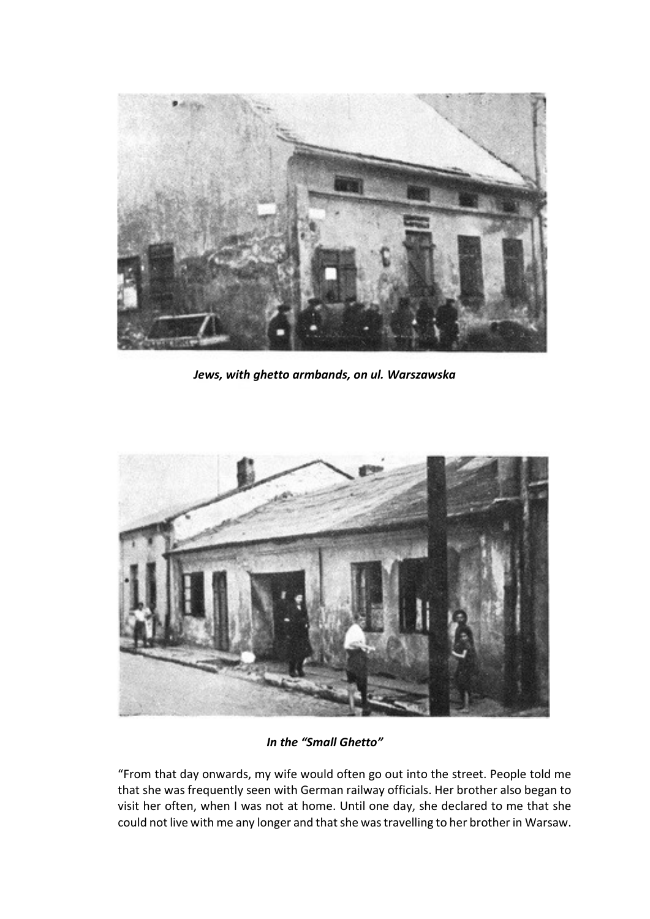*Jews, with ghetto armbands, on ul. Warszawska*

*In the "Small Ghetto"*

"From that day onwards, my wife would often go out into the street. People told me that she was frequently seen with German railway officials. Her brother also began to visit her often, when I was not at home. Until one day, she declared to me that she could not live with me any longer and that she was travelling to her brother in Warsaw.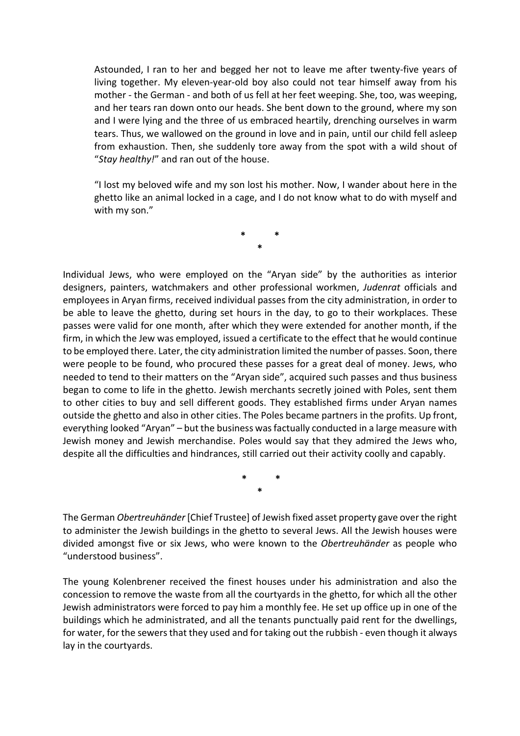> Astounded, I ran to her and begged her not to leave me after twenty-five years of living together. My eleven-year-old boy also could not tear himself away from his mother - the German - and both of us fell at her feet weeping. She, too, was weeping, and her tears ran down onto our heads. She bent down to the ground, where my son and I were lying and the three of us embraced heartily, drenching ourselves in warm tears. Thus, we wallowed on the ground in love and in pain, until our child fell asleep from exhaustion. Then, she suddenly tore away from the spot with a wild shout of "*Stay healthy!*" and ran out of the house.
>
> "I lost my beloved wife and my son lost his mother. Now, I wander about here in the ghetto like an animal locked in a cage, and I do not know what to do with myself and with my son."

\* \* \*

Individual Jews, who were employed on the "Aryan side" by the authorities as interior designers, painters, watchmakers and other professional workmen, *Judenrat* officials and employees in Aryan firms, received individual passes from the city administration, in order to be able to leave the ghetto, during set hours in the day, to go to their workplaces. These passes were valid for one month, after which they were extended for another month, if the firm, in which the Jew was employed, issued a certificate to the effect that he would continue to be employed there. Later, the city administration limited the number of passes. Soon, there were people to be found, who procured these passes for a great deal of money. Jews, who needed to tend to their matters on the "Aryan side", acquired such passes and thus business began to come to life in the ghetto. Jewish merchants secretly joined with Poles, sent them to other cities to buy and sell different goods. They established firms under Aryan names outside the ghetto and also in other cities. The Poles became partners in the profits. Up front, everything looked "Aryan" – but the business was factually conducted in a large measure with Jewish money and Jewish merchandise. Poles would say that they admired the Jews who, despite all the difficulties and hindrances, still carried out their activity coolly and capably.

\* \* \*

The German *Obertreuhänder* [Chief Trustee] of Jewish fixed asset property gave over the right to administer the Jewish buildings in the ghetto to several Jews. All the Jewish houses were divided amongst five or six Jews, who were known to the *Obertreuhänder* as people who "understood business".

The young Kolenbrener received the finest houses under his administration and also the concession to remove the waste from all the courtyards in the ghetto, for which all the other Jewish administrators were forced to pay him a monthly fee. He set up office up in one of the buildings which he administrated, and all the tenants punctually paid rent for the dwellings, for water, for the sewers that they used and for taking out the rubbish - even though it always lay in the courtyards.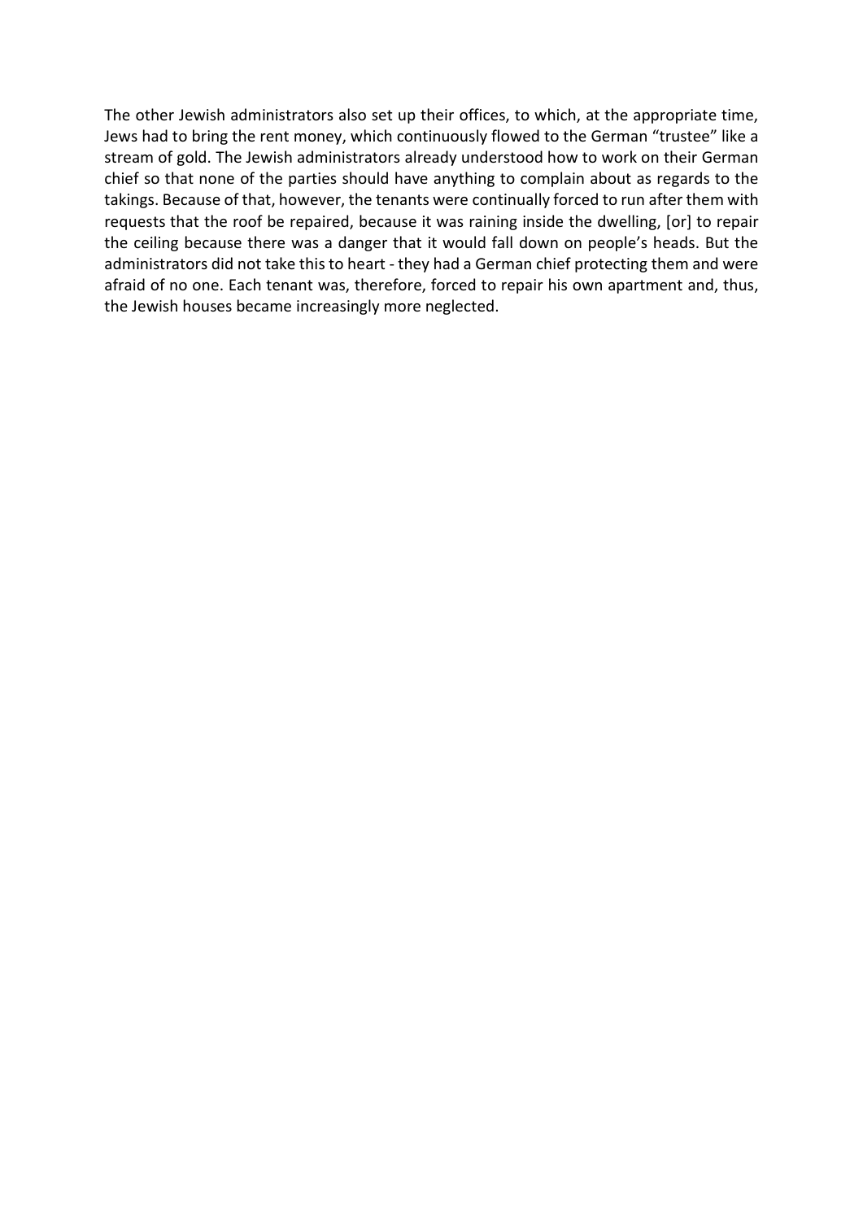The other Jewish administrators also set up their offices, to which, at the appropriate time, Jews had to bring the rent money, which continuously flowed to the German "trustee" like a stream of gold. The Jewish administrators already understood how to work on their German chief so that none of the parties should have anything to complain about as regards to the takings. Because of that, however, the tenants were continually forced to run after them with requests that the roof be repaired, because it was raining inside the dwelling, [or] to repair the ceiling because there was a danger that it would fall down on people's heads. But the administrators did not take this to heart - they had a German chief protecting them and were afraid of no one. Each tenant was, therefore, forced to repair his own apartment and, thus, the Jewish houses became increasingly more neglected.